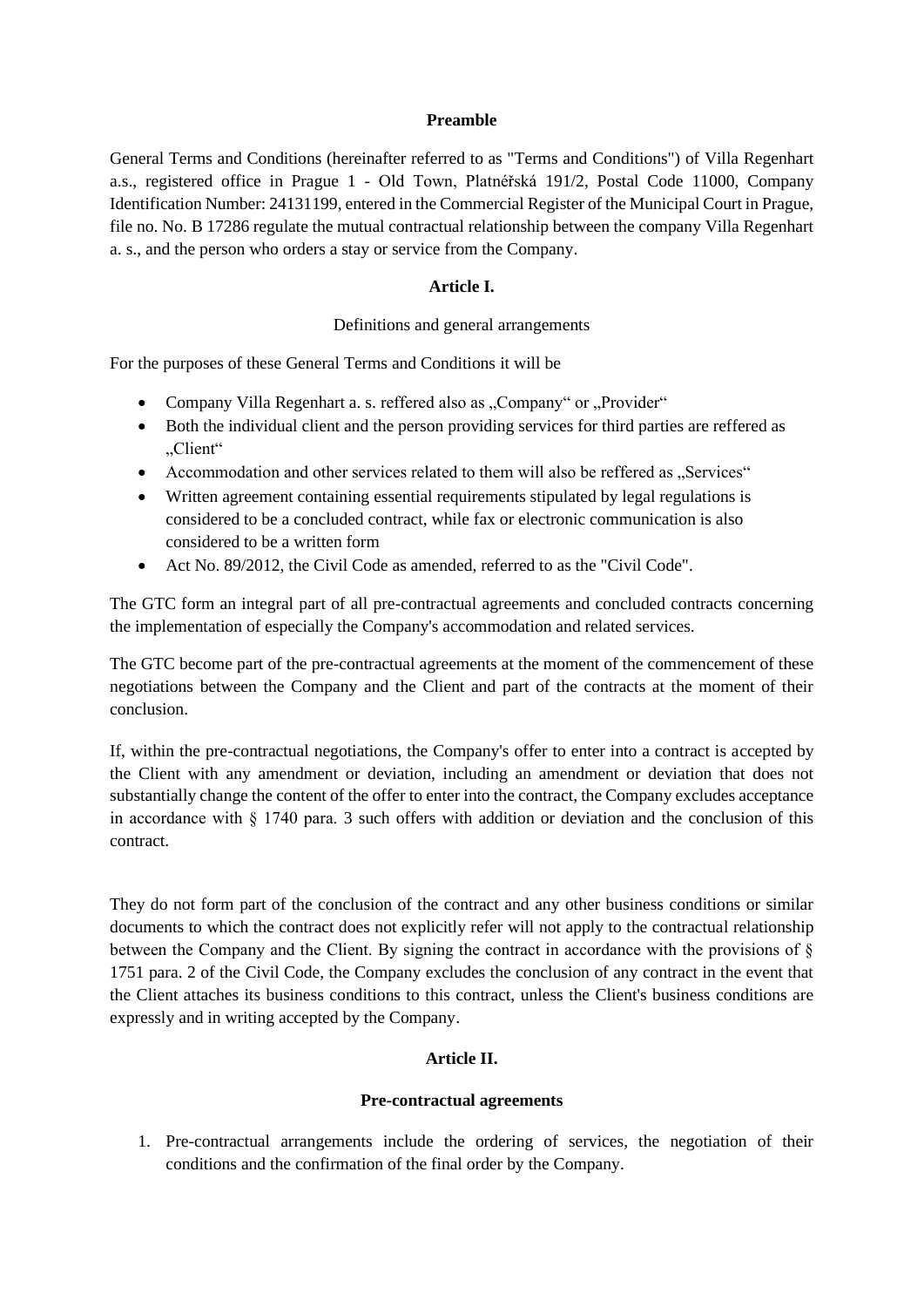**Preamble**

General Terms and Conditions (hereinafter referred to as "Terms and Conditions") of Villa Regenhart a.s., registered office in Prague 1 - Old Town, Platnéřská 191/2, Postal Code 11000, Company Identification Number: 24131199, entered in the Commercial Register of the Municipal Court in Prague, file no. No. B 17286 regulate the mutual contractual relationship between the company Villa Regenhart a. s., and the person who orders a stay or service from the Company.

## Article I.

Definitions and general arrangements

For the purposes of these General Terms and Conditions it will be

- Company Villa Regenhart a. s. reffered also as „Company“ or „Provider“
- Both the individual client and the person providing services for third parties are reffered as „Client“
- Accommodation and other services related to them will also be reffered as „Services“
- Written agreement containing essential requirements stipulated by legal regulations is considered to be a concluded contract, while fax or electronic communication is also considered to be a written form
- Act No. 89/2012, the Civil Code as amended, referred to as the "Civil Code".

The GTC form an integral part of all pre-contractual agreements and concluded contracts concerning the implementation of especially the Company's accommodation and related services.

The GTC become part of the pre-contractual agreements at the moment of the commencement of these negotiations between the Company and the Client and part of the contracts at the moment of their conclusion.

If, within the pre-contractual negotiations, the Company's offer to enter into a contract is accepted by the Client with any amendment or deviation, including an amendment or deviation that does not substantially change the content of the offer to enter into the contract, the Company excludes acceptance in accordance with § 1740 para. 3 such offers with addition or deviation and the conclusion of this contract.

They do not form part of the conclusion of the contract and any other business conditions or similar documents to which the contract does not explicitly refer will not apply to the contractual relationship between the Company and the Client. By signing the contract in accordance with the provisions of § 1751 para. 2 of the Civil Code, the Company excludes the conclusion of any contract in the event that the Client attaches its business conditions to this contract, unless the Client's business conditions are expressly and in writing accepted by the Company.

## Article II.

**Pre-contractual agreements**

1. Pre-contractual arrangements include the ordering of services, the negotiation of their conditions and the confirmation of the final order by the Company.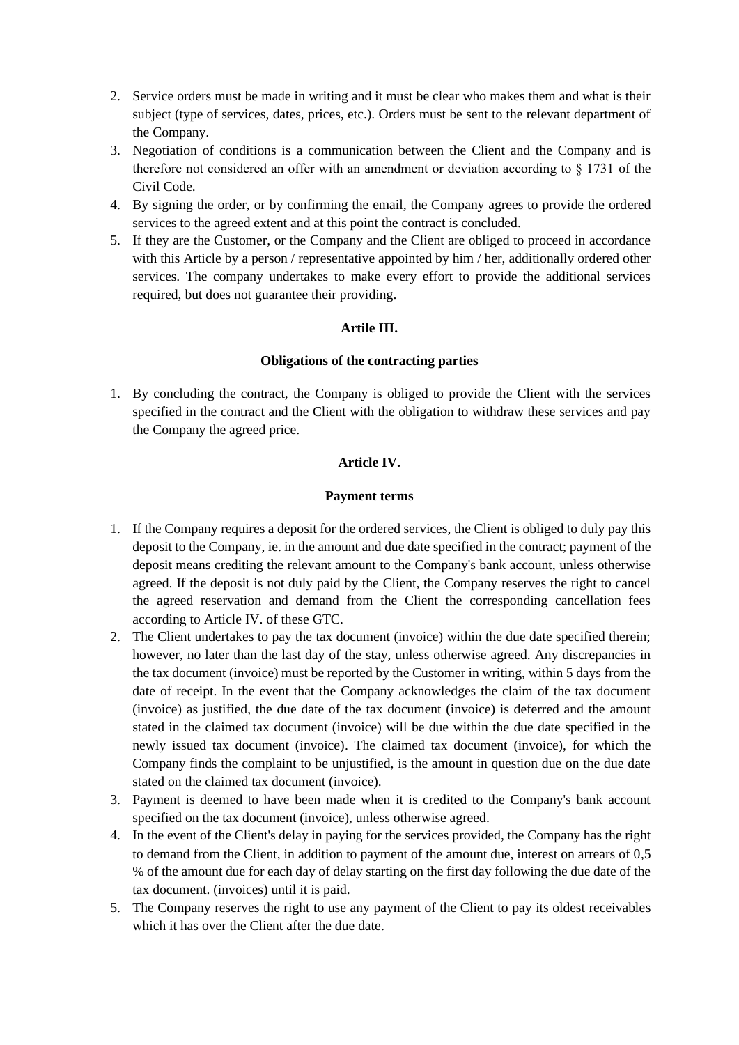2. Service orders must be made in writing and it must be clear who makes them and what is their subject (type of services, dates, prices, etc.). Orders must be sent to the relevant department of the Company.
3. Negotiation of conditions is a communication between the Client and the Company and is therefore not considered an offer with an amendment or deviation according to § 1731 of the Civil Code.
4. By signing the order, or by confirming the email, the Company agrees to provide the ordered services to the agreed extent and at this point the contract is concluded.
5. If they are the Customer, or the Company and the Client are obliged to proceed in accordance with this Article by a person / representative appointed by him / her, additionally ordered other services. The company undertakes to make every effort to provide the additional services required, but does not guarantee their providing.

**Artile III.**

**Obligations of the contracting parties**

1. By concluding the contract, the Company is obliged to provide the Client with the services specified in the contract and the Client with the obligation to withdraw these services and pay the Company the agreed price.

**Article IV.**

**Payment terms**

1. If the Company requires a deposit for the ordered services, the Client is obliged to duly pay this deposit to the Company, ie. in the amount and due date specified in the contract; payment of the deposit means crediting the relevant amount to the Company's bank account, unless otherwise agreed. If the deposit is not duly paid by the Client, the Company reserves the right to cancel the agreed reservation and demand from the Client the corresponding cancellation fees according to Article IV. of these GTC.
2. The Client undertakes to pay the tax document (invoice) within the due date specified therein; however, no later than the last day of the stay, unless otherwise agreed. Any discrepancies in the tax document (invoice) must be reported by the Customer in writing, within 5 days from the date of receipt. In the event that the Company acknowledges the claim of the tax document (invoice) as justified, the due date of the tax document (invoice) is deferred and the amount stated in the claimed tax document (invoice) will be due within the due date specified in the newly issued tax document (invoice). The claimed tax document (invoice), for which the Company finds the complaint to be unjustified, is the amount in question due on the due date stated on the claimed tax document (invoice).
3. Payment is deemed to have been made when it is credited to the Company's bank account specified on the tax document (invoice), unless otherwise agreed.
4. In the event of the Client's delay in paying for the services provided, the Company has the right to demand from the Client, in addition to payment of the amount due, interest on arrears of 0,5 % of the amount due for each day of delay starting on the first day following the due date of the tax document. (invoices) until it is paid.
5. The Company reserves the right to use any payment of the Client to pay its oldest receivables which it has over the Client after the due date.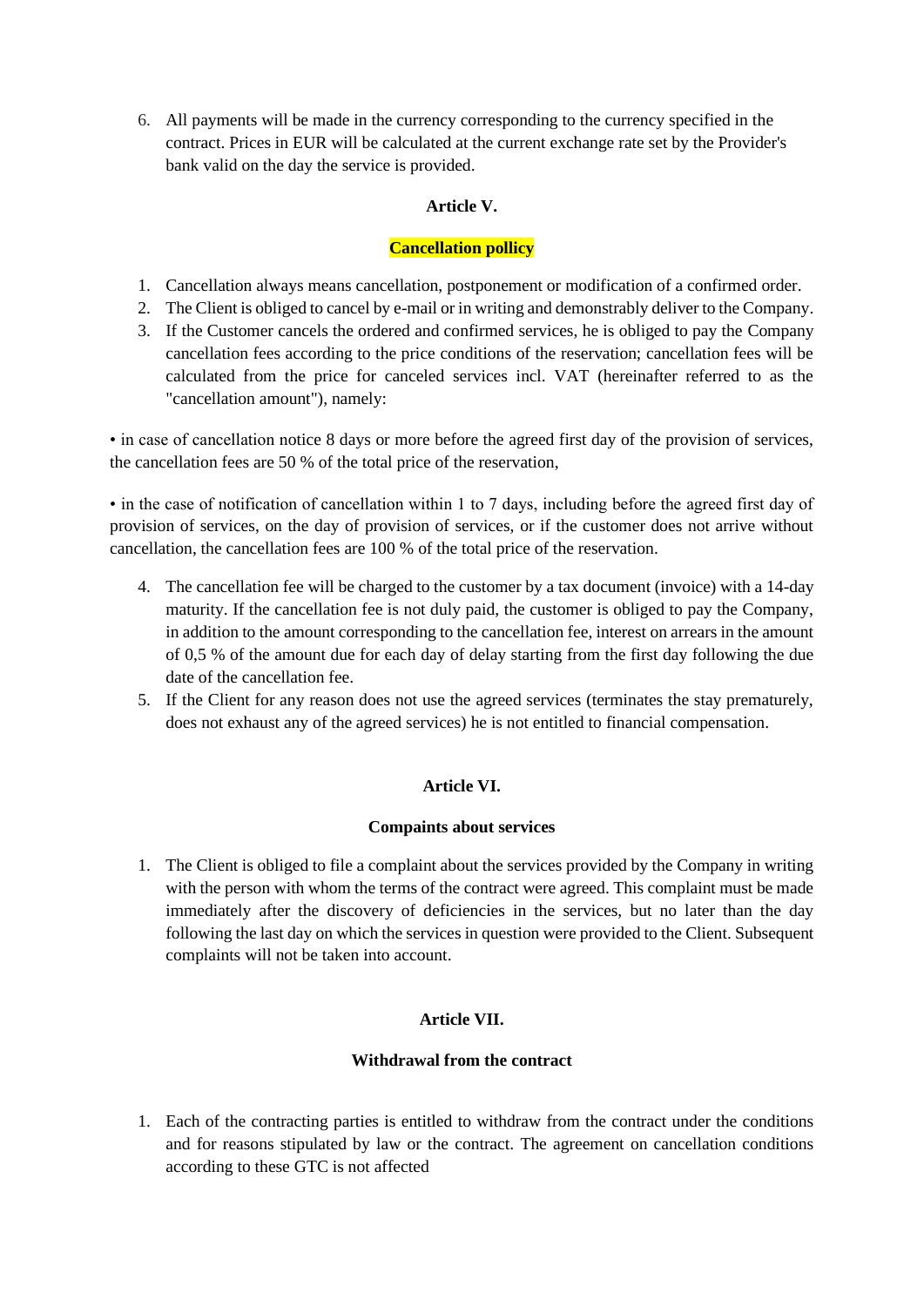6. All payments will be made in the currency corresponding to the currency specified in the contract. Prices in EUR will be calculated at the current exchange rate set by the Provider's bank valid on the day the service is provided.

## Article V.

## Cancellation pollicy

1. Cancellation always means cancellation, postponement or modification of a confirmed order.
2. The Client is obliged to cancel by e-mail or in writing and demonstrably deliver to the Company.
3. If the Customer cancels the ordered and confirmed services, he is obliged to pay the Company cancellation fees according to the price conditions of the reservation; cancellation fees will be calculated from the price for canceled services incl. VAT (hereinafter referred to as the "cancellation amount"), namely:

• in case of cancellation notice 8 days or more before the agreed first day of the provision of services, the cancellation fees are 50 % of the total price of the reservation,

• in the case of notification of cancellation within 1 to 7 days, including before the agreed first day of provision of services, on the day of provision of services, or if the customer does not arrive without cancellation, the cancellation fees are 100 % of the total price of the reservation.

4. The cancellation fee will be charged to the customer by a tax document (invoice) with a 14-day maturity. If the cancellation fee is not duly paid, the customer is obliged to pay the Company, in addition to the amount corresponding to the cancellation fee, interest on arrears in the amount of 0,5 % of the amount due for each day of delay starting from the first day following the due date of the cancellation fee.
5. If the Client for any reason does not use the agreed services (terminates the stay prematurely, does not exhaust any of the agreed services) he is not entitled to financial compensation.

## Article VI.

## Compaints about services

1. The Client is obliged to file a complaint about the services provided by the Company in writing with the person with whom the terms of the contract were agreed. This complaint must be made immediately after the discovery of deficiencies in the services, but no later than the day following the last day on which the services in question were provided to the Client. Subsequent complaints will not be taken into account.

## Article VII.

## Withdrawal from the contract

1. Each of the contracting parties is entitled to withdraw from the contract under the conditions and for reasons stipulated by law or the contract. The agreement on cancellation conditions according to these GTC is not affected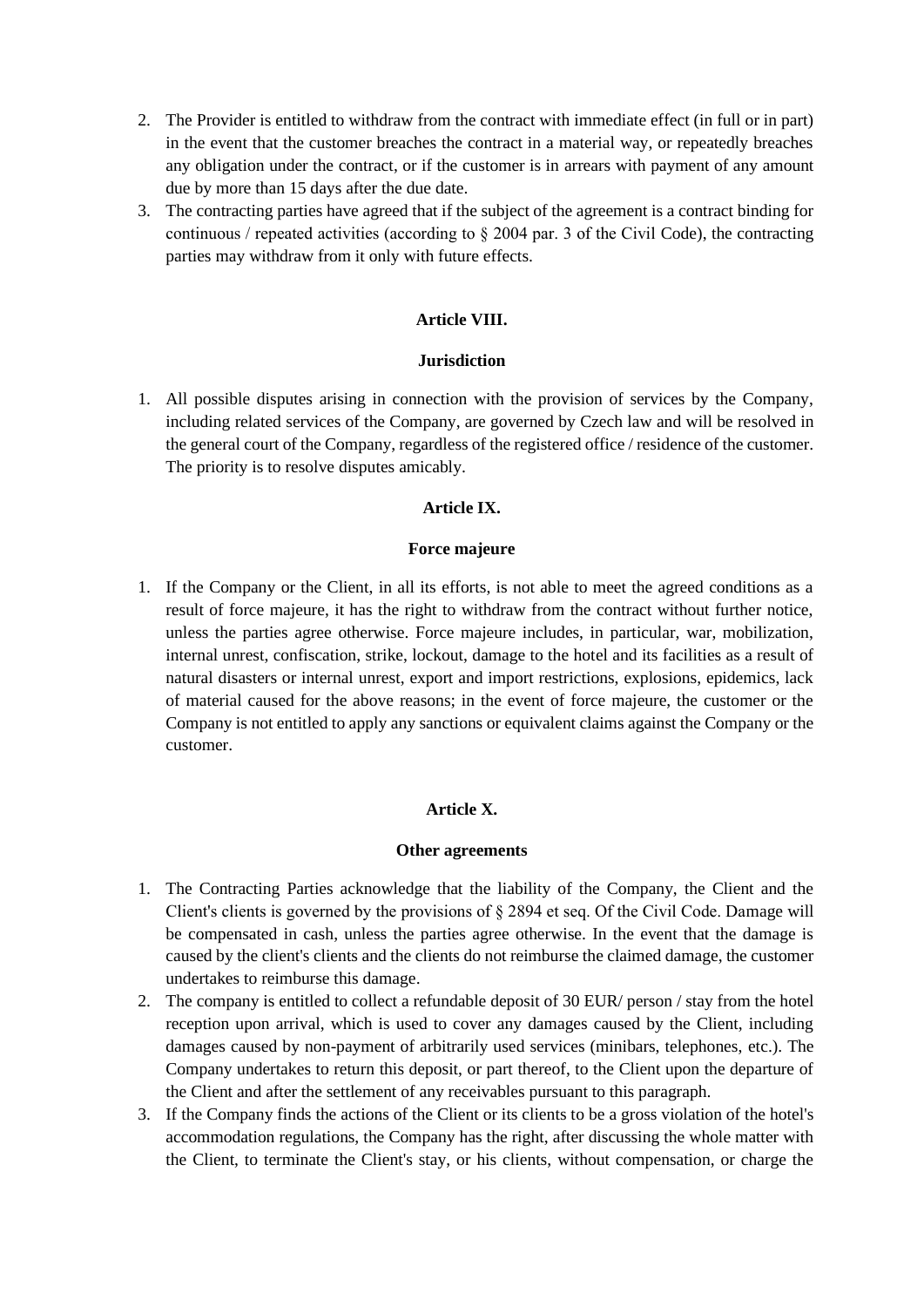2. The Provider is entitled to withdraw from the contract with immediate effect (in full or in part) in the event that the customer breaches the contract in a material way, or repeatedly breaches any obligation under the contract, or if the customer is in arrears with payment of any amount due by more than 15 days after the due date.
3. The contracting parties have agreed that if the subject of the agreement is a contract binding for continuous / repeated activities (according to § 2004 par. 3 of the Civil Code), the contracting parties may withdraw from it only with future effects.

### Article VIII.

### Jurisdiction

1. All possible disputes arising in connection with the provision of services by the Company, including related services of the Company, are governed by Czech law and will be resolved in the general court of the Company, regardless of the registered office / residence of the customer. The priority is to resolve disputes amicably.

### Article IX.

### Force majeure

1. If the Company or the Client, in all its efforts, is not able to meet the agreed conditions as a result of force majeure, it has the right to withdraw from the contract without further notice, unless the parties agree otherwise. Force majeure includes, in particular, war, mobilization, internal unrest, confiscation, strike, lockout, damage to the hotel and its facilities as a result of natural disasters or internal unrest, export and import restrictions, explosions, epidemics, lack of material caused for the above reasons; in the event of force majeure, the customer or the Company is not entitled to apply any sanctions or equivalent claims against the Company or the customer.

### Article X.

### Other agreements

1. The Contracting Parties acknowledge that the liability of the Company, the Client and the Client's clients is governed by the provisions of § 2894 et seq. Of the Civil Code. Damage will be compensated in cash, unless the parties agree otherwise. In the event that the damage is caused by the client's clients and the clients do not reimburse the claimed damage, the customer undertakes to reimburse this damage.
2. The company is entitled to collect a refundable deposit of 30 EUR/ person / stay from the hotel reception upon arrival, which is used to cover any damages caused by the Client, including damages caused by non-payment of arbitrarily used services (minibars, telephones, etc.). The Company undertakes to return this deposit, or part thereof, to the Client upon the departure of the Client and after the settlement of any receivables pursuant to this paragraph.
3. If the Company finds the actions of the Client or its clients to be a gross violation of the hotel's accommodation regulations, the Company has the right, after discussing the whole matter with the Client, to terminate the Client's stay, or his clients, without compensation, or charge the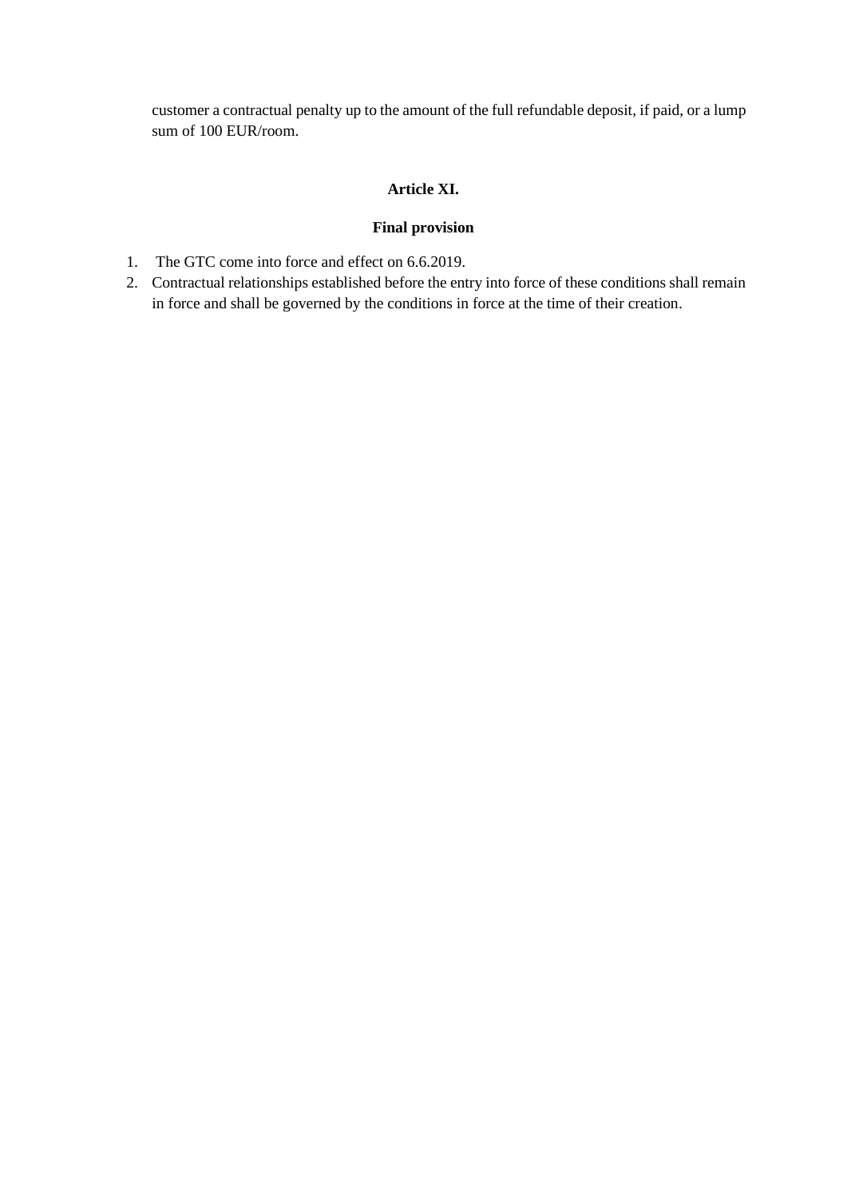customer a contractual penalty up to the amount of the full refundable deposit, if paid, or a lump sum of 100 EUR/room.

## Article XI.

## Final provision

1. The GTC come into force and effect on 6.6.2019.
2. Contractual relationships established before the entry into force of these conditions shall remain in force and shall be governed by the conditions in force at the time of their creation.